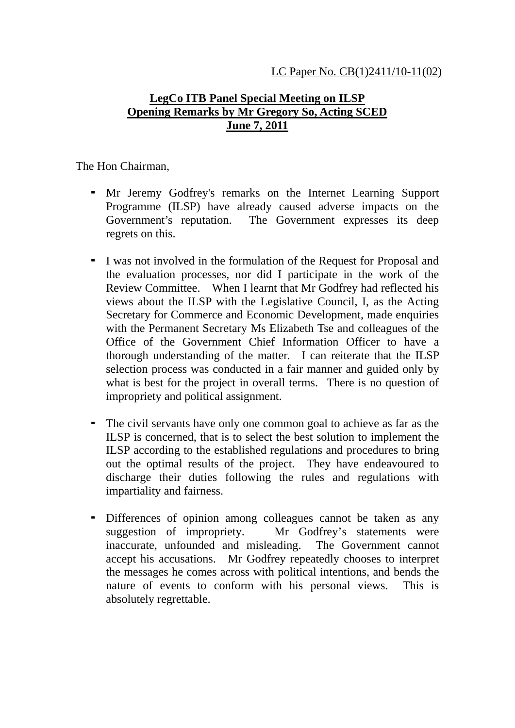LC Paper No. CB(1)2411/10-11(02)

**LegCo ITB Panel Special Meeting on ILSP**
**Opening Remarks by Mr Gregory So, Acting SCED**
**June 7, 2011**

The Hon Chairman,

- Mr Jeremy Godfrey's remarks on the Internet Learning Support Programme (ILSP) have already caused adverse impacts on the Government's reputation. The Government expresses its deep regrets on this.

- I was not involved in the formulation of the Request for Proposal and the evaluation processes, nor did I participate in the work of the Review Committee. When I learnt that Mr Godfrey had reflected his views about the ILSP with the Legislative Council, I, as the Acting Secretary for Commerce and Economic Development, made enquiries with the Permanent Secretary Ms Elizabeth Tse and colleagues of the Office of the Government Chief Information Officer to have a thorough understanding of the matter. I can reiterate that the ILSP selection process was conducted in a fair manner and guided only by what is best for the project in overall terms. There is no question of impropriety and political assignment.

- The civil servants have only one common goal to achieve as far as the ILSP is concerned, that is to select the best solution to implement the ILSP according to the established regulations and procedures to bring out the optimal results of the project. They have endeavoured to discharge their duties following the rules and regulations with impartiality and fairness.

- Differences of opinion among colleagues cannot be taken as any suggestion of impropriety. Mr Godfrey's statements were inaccurate, unfounded and misleading. The Government cannot accept his accusations. Mr Godfrey repeatedly chooses to interpret the messages he comes across with political intentions, and bends the nature of events to conform with his personal views. This is absolutely regrettable.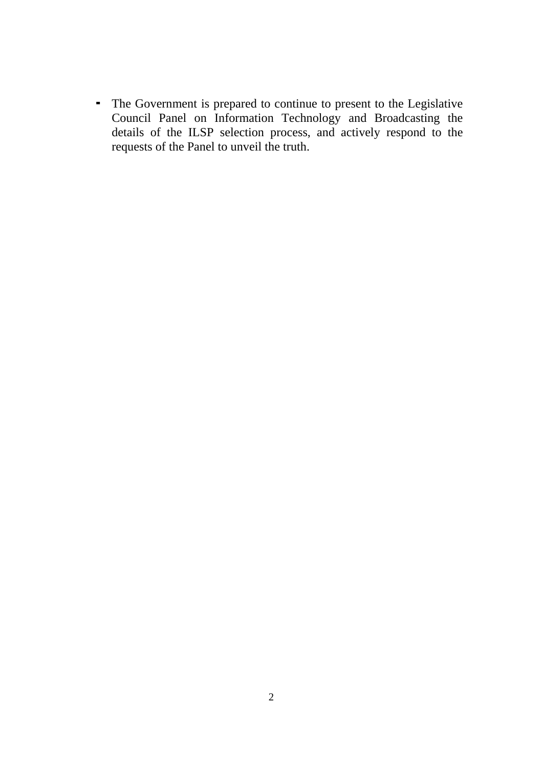- The Government is prepared to continue to present to the Legislative Council Panel on Information Technology and Broadcasting the details of the ILSP selection process, and actively respond to the requests of the Panel to unveil the truth.